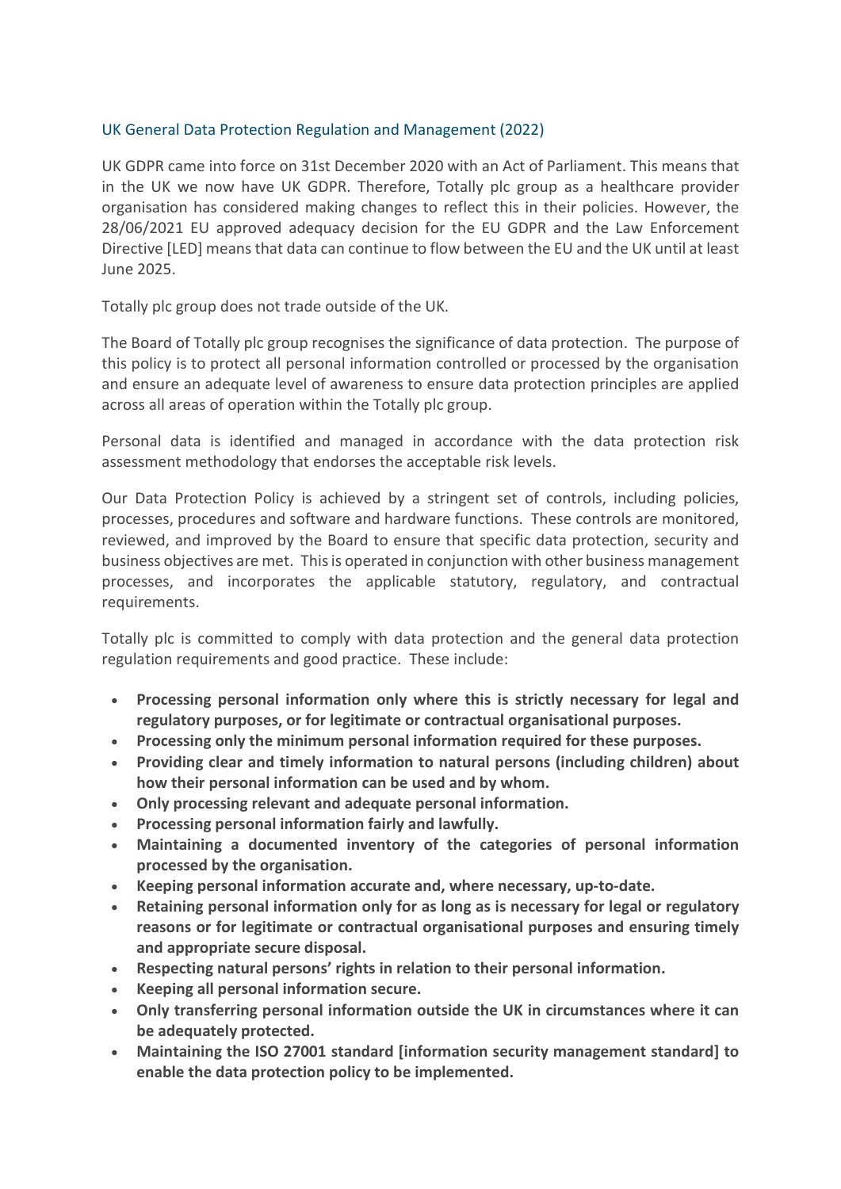## UK General Data Protection Regulation and Management (2022)

UK GDPR came into force on 31st December 2020 with an Act of Parliament. This means that in the UK we now have UK GDPR. Therefore, Totally plc group as a healthcare provider organisation has considered making changes to reflect this in their policies. However, the 28/06/2021 EU approved adequacy decision for the EU GDPR and the Law Enforcement Directive [LED] means that data can continue to flow between the EU and the UK until at least June 2025.

Totally plc group does not trade outside of the UK.

The Board of Totally plc group recognises the significance of data protection. The purpose of this policy is to protect all personal information controlled or processed by the organisation and ensure an adequate level of awareness to ensure data protection principles are applied across all areas of operation within the Totally plc group.

Personal data is identified and managed in accordance with the data protection risk assessment methodology that endorses the acceptable risk levels.

Our Data Protection Policy is achieved by a stringent set of controls, including policies, processes, procedures and software and hardware functions. These controls are monitored, reviewed, and improved by the Board to ensure that specific data protection, security and business objectives are met. This is operated in conjunction with other business management processes, and incorporates the applicable statutory, regulatory, and contractual requirements.

Totally plc is committed to comply with data protection and the general data protection regulation requirements and good practice. These include:

- **Processing personal information only where this is strictly necessary for legal and regulatory purposes, or for legitimate or contractual organisational purposes.**
- **Processing only the minimum personal information required for these purposes.**
- **Providing clear and timely information to natural persons (including children) about how their personal information can be used and by whom.**
- **Only processing relevant and adequate personal information.**
- **Processing personal information fairly and lawfully.**
- **Maintaining a documented inventory of the categories of personal information processed by the organisation.**
- **Keeping personal information accurate and, where necessary, up-to-date.**
- **Retaining personal information only for as long as is necessary for legal or regulatory reasons or for legitimate or contractual organisational purposes and ensuring timely and appropriate secure disposal.**
- **Respecting natural persons' rights in relation to their personal information.**
- **Keeping all personal information secure.**
- **Only transferring personal information outside the UK in circumstances where it can be adequately protected.**
- **Maintaining the ISO 27001 standard [information security management standard] to enable the data protection policy to be implemented.**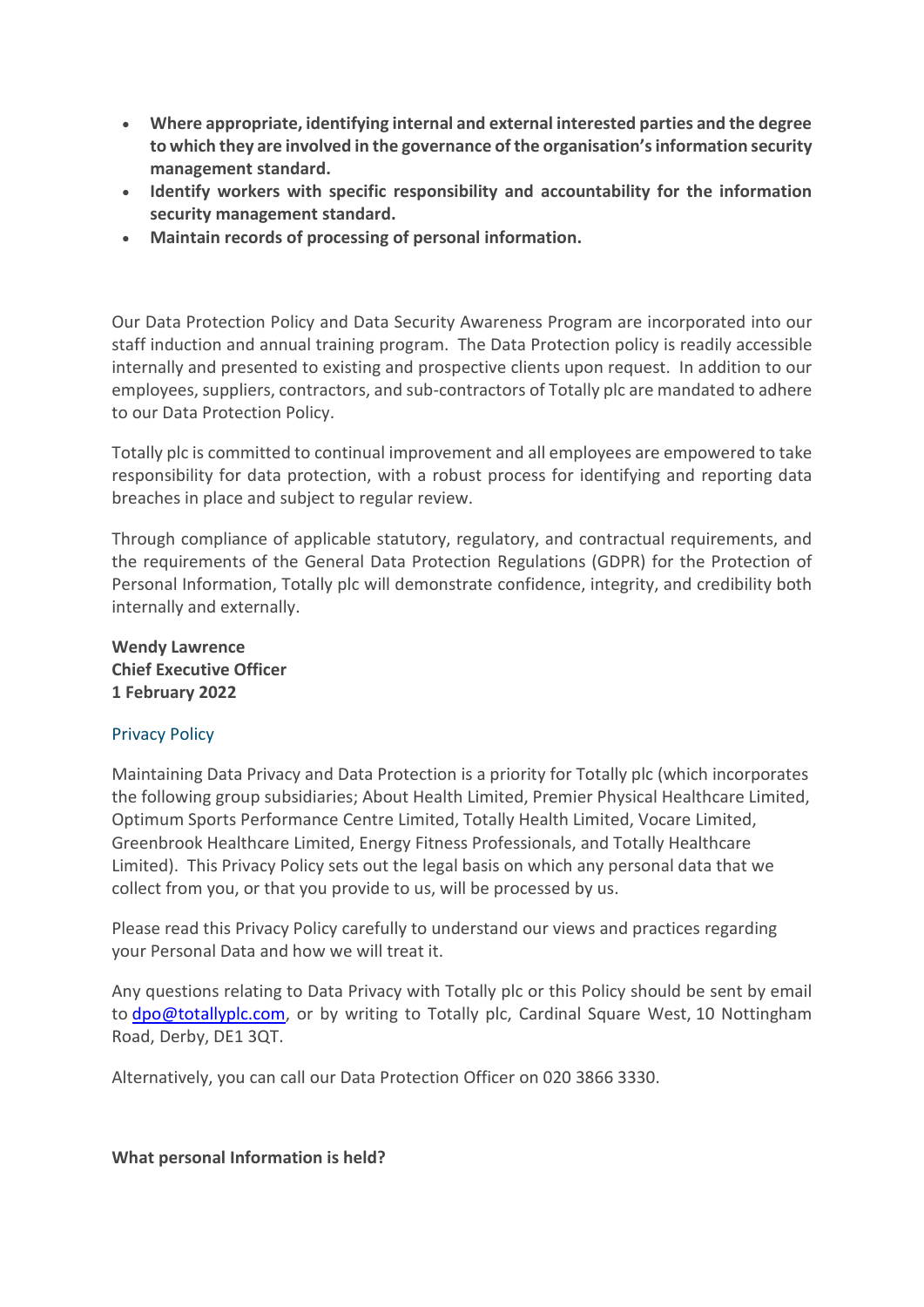- **Where appropriate, identifying internal and external interested parties and the degree to which they are involved in the governance of the organisation's information security management standard.**
- **Identify workers with specific responsibility and accountability for the information security management standard.**
- **Maintain records of processing of personal information.**

Our Data Protection Policy and Data Security Awareness Program are incorporated into our staff induction and annual training program. The Data Protection policy is readily accessible internally and presented to existing and prospective clients upon request. In addition to our employees, suppliers, contractors, and sub-contractors of Totally plc are mandated to adhere to our Data Protection Policy.

Totally plc is committed to continual improvement and all employees are empowered to take responsibility for data protection, with a robust process for identifying and reporting data breaches in place and subject to regular review.

Through compliance of applicable statutory, regulatory, and contractual requirements, and the requirements of the General Data Protection Regulations (GDPR) for the Protection of Personal Information, Totally plc will demonstrate confidence, integrity, and credibility both internally and externally.

**Wendy Lawrence**
**Chief Executive Officer**
**1 February 2022**

## Privacy Policy

Maintaining Data Privacy and Data Protection is a priority for Totally plc (which incorporates the following group subsidiaries; About Health Limited, Premier Physical Healthcare Limited, Optimum Sports Performance Centre Limited, Totally Health Limited, Vocare Limited, Greenbrook Healthcare Limited, Energy Fitness Professionals, and Totally Healthcare Limited). This Privacy Policy sets out the legal basis on which any personal data that we collect from you, or that you provide to us, will be processed by us.

Please read this Privacy Policy carefully to understand our views and practices regarding your Personal Data and how we will treat it.

Any questions relating to Data Privacy with Totally plc or this Policy should be sent by email to dpo@totallyplc.com, or by writing to Totally plc, Cardinal Square West, 10 Nottingham Road, Derby, DE1 3QT.

Alternatively, you can call our Data Protection Officer on 020 3866 3330.

**What personal Information is held?**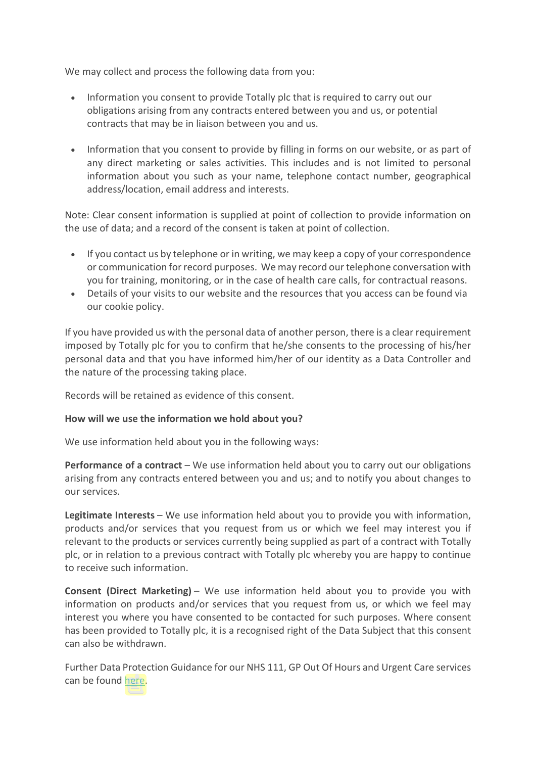We may collect and process the following data from you:

- Information you consent to provide Totally plc that is required to carry out our obligations arising from any contracts entered between you and us, or potential contracts that may be in liaison between you and us.

- Information that you consent to provide by filling in forms on our website, or as part of any direct marketing or sales activities. This includes and is not limited to personal information about you such as your name, telephone contact number, geographical address/location, email address and interests.

Note: Clear consent information is supplied at point of collection to provide information on the use of data; and a record of the consent is taken at point of collection.

- If you contact us by telephone or in writing, we may keep a copy of your correspondence or communication for record purposes. We may record our telephone conversation with you for training, monitoring, or in the case of health care calls, for contractual reasons.
- Details of your visits to our website and the resources that you access can be found via our cookie policy.

If you have provided us with the personal data of another person, there is a clear requirement imposed by Totally plc for you to confirm that he/she consents to the processing of his/her personal data and that you have informed him/her of our identity as a Data Controller and the nature of the processing taking place.

Records will be retained as evidence of this consent.

**How will we use the information we hold about you?**

We use information held about you in the following ways:

**Performance of a contract** – We use information held about you to carry out our obligations arising from any contracts entered between you and us; and to notify you about changes to our services.

**Legitimate Interests** – We use information held about you to provide you with information, products and/or services that you request from us or which we feel may interest you if relevant to the products or services currently being supplied as part of a contract with Totally plc, or in relation to a previous contract with Totally plc whereby you are happy to continue to receive such information.

**Consent (Direct Marketing)** – We use information held about you to provide you with information on products and/or services that you request from us, or which we feel may interest you where you have consented to be contacted for such purposes. Where consent has been provided to Totally plc, it is a recognised right of the Data Subject that this consent can also be withdrawn.

Further Data Protection Guidance for our NHS 111, GP Out Of Hours and Urgent Care services can be found here.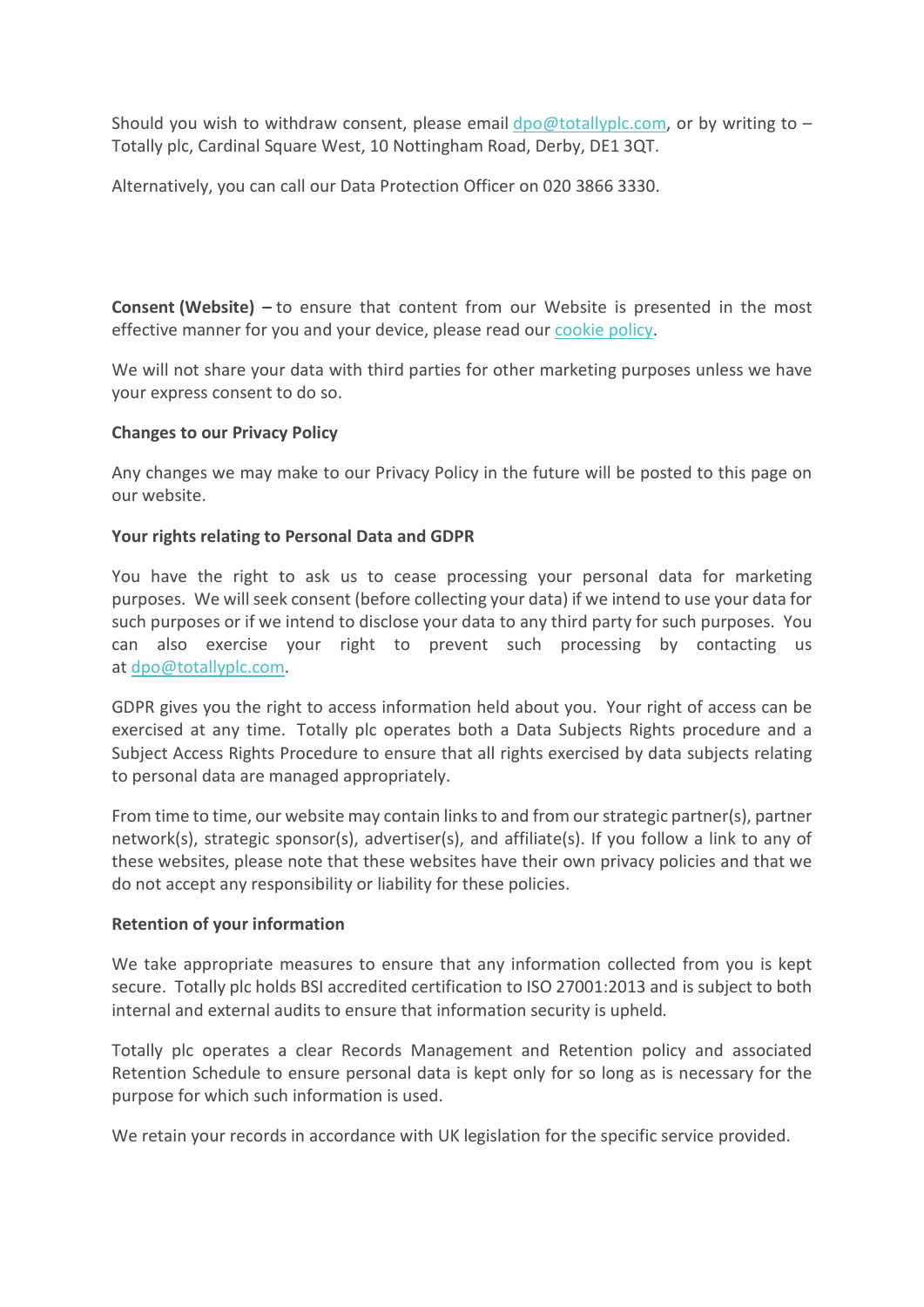Should you wish to withdraw consent, please email dpo@totallyplc.com, or by writing to – Totally plc, Cardinal Square West, 10 Nottingham Road, Derby, DE1 3QT.

Alternatively, you can call our Data Protection Officer on 020 3866 3330.

**Consent (Website) –** to ensure that content from our Website is presented in the most effective manner for you and your device, please read our cookie policy.

We will not share your data with third parties for other marketing purposes unless we have your express consent to do so.

**Changes to our Privacy Policy**

Any changes we may make to our Privacy Policy in the future will be posted to this page on our website.

**Your rights relating to Personal Data and GDPR**

You have the right to ask us to cease processing your personal data for marketing purposes. We will seek consent (before collecting your data) if we intend to use your data for such purposes or if we intend to disclose your data to any third party for such purposes. You can also exercise your right to prevent such processing by contacting us at dpo@totallyplc.com.

GDPR gives you the right to access information held about you. Your right of access can be exercised at any time. Totally plc operates both a Data Subjects Rights procedure and a Subject Access Rights Procedure to ensure that all rights exercised by data subjects relating to personal data are managed appropriately.

From time to time, our website may contain links to and from our strategic partner(s), partner network(s), strategic sponsor(s), advertiser(s), and affiliate(s). If you follow a link to any of these websites, please note that these websites have their own privacy policies and that we do not accept any responsibility or liability for these policies.

**Retention of your information**

We take appropriate measures to ensure that any information collected from you is kept secure. Totally plc holds BSI accredited certification to ISO 27001:2013 and is subject to both internal and external audits to ensure that information security is upheld.

Totally plc operates a clear Records Management and Retention policy and associated Retention Schedule to ensure personal data is kept only for so long as is necessary for the purpose for which such information is used.

We retain your records in accordance with UK legislation for the specific service provided.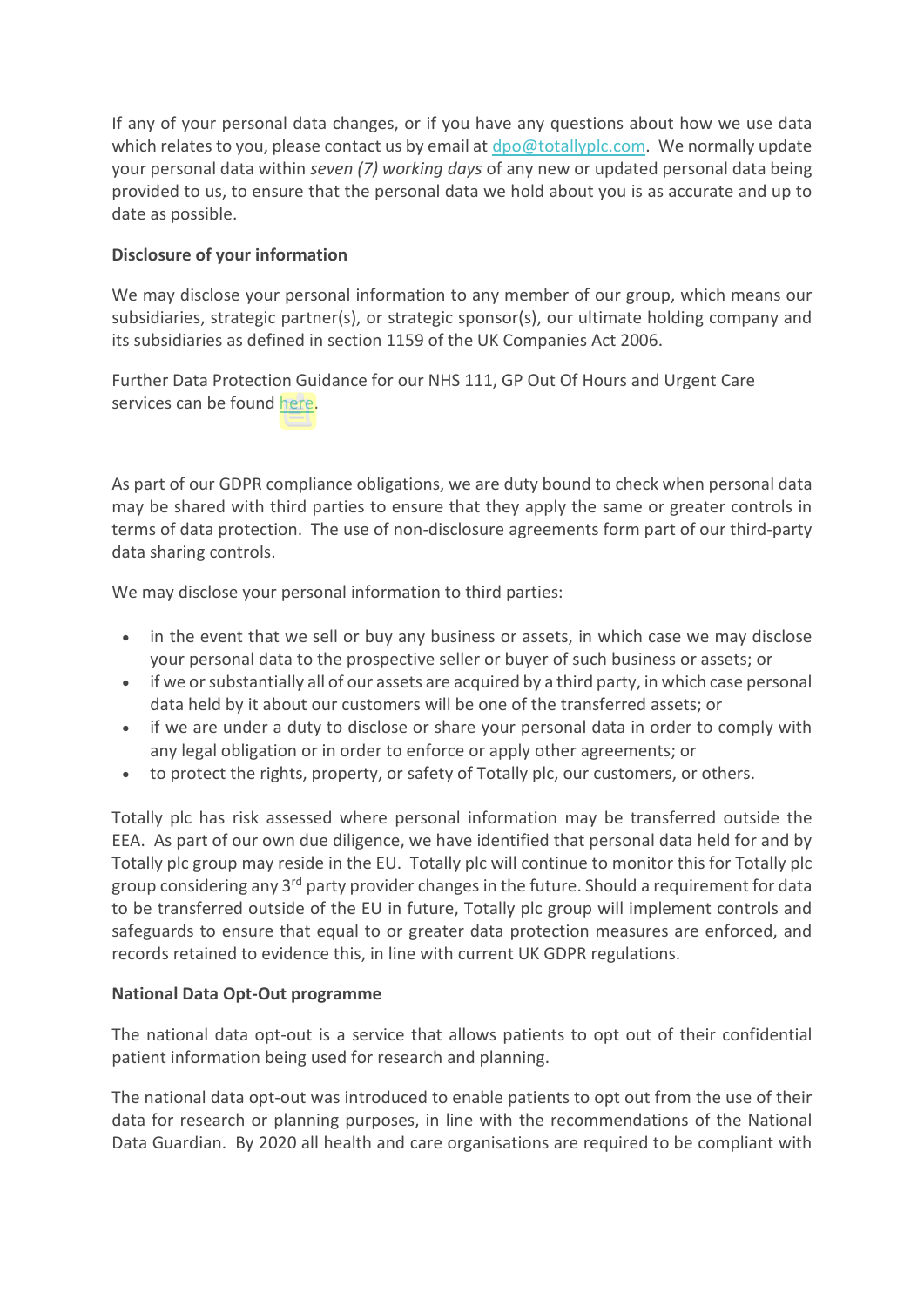If any of your personal data changes, or if you have any questions about how we use data which relates to you, please contact us by email at dpo@totallyplc.com. We normally update your personal data within *seven (7) working days* of any new or updated personal data being provided to us, to ensure that the personal data we hold about you is as accurate and up to date as possible.

**Disclosure of your information**

We may disclose your personal information to any member of our group, which means our subsidiaries, strategic partner(s), or strategic sponsor(s), our ultimate holding company and its subsidiaries as defined in section 1159 of the UK Companies Act 2006.

Further Data Protection Guidance for our NHS 111, GP Out Of Hours and Urgent Care services can be found here.

As part of our GDPR compliance obligations, we are duty bound to check when personal data may be shared with third parties to ensure that they apply the same or greater controls in terms of data protection. The use of non-disclosure agreements form part of our third-party data sharing controls.

We may disclose your personal information to third parties:

- in the event that we sell or buy any business or assets, in which case we may disclose your personal data to the prospective seller or buyer of such business or assets; or
- if we or substantially all of our assets are acquired by a third party, in which case personal data held by it about our customers will be one of the transferred assets; or
- if we are under a duty to disclose or share your personal data in order to comply with any legal obligation or in order to enforce or apply other agreements; or
- to protect the rights, property, or safety of Totally plc, our customers, or others.

Totally plc has risk assessed where personal information may be transferred outside the EEA. As part of our own due diligence, we have identified that personal data held for and by Totally plc group may reside in the EU. Totally plc will continue to monitor this for Totally plc group considering any 3rd party provider changes in the future. Should a requirement for data to be transferred outside of the EU in future, Totally plc group will implement controls and safeguards to ensure that equal to or greater data protection measures are enforced, and records retained to evidence this, in line with current UK GDPR regulations.

**National Data Opt-Out programme**

The national data opt-out is a service that allows patients to opt out of their confidential patient information being used for research and planning.

The national data opt-out was introduced to enable patients to opt out from the use of their data for research or planning purposes, in line with the recommendations of the National Data Guardian. By 2020 all health and care organisations are required to be compliant with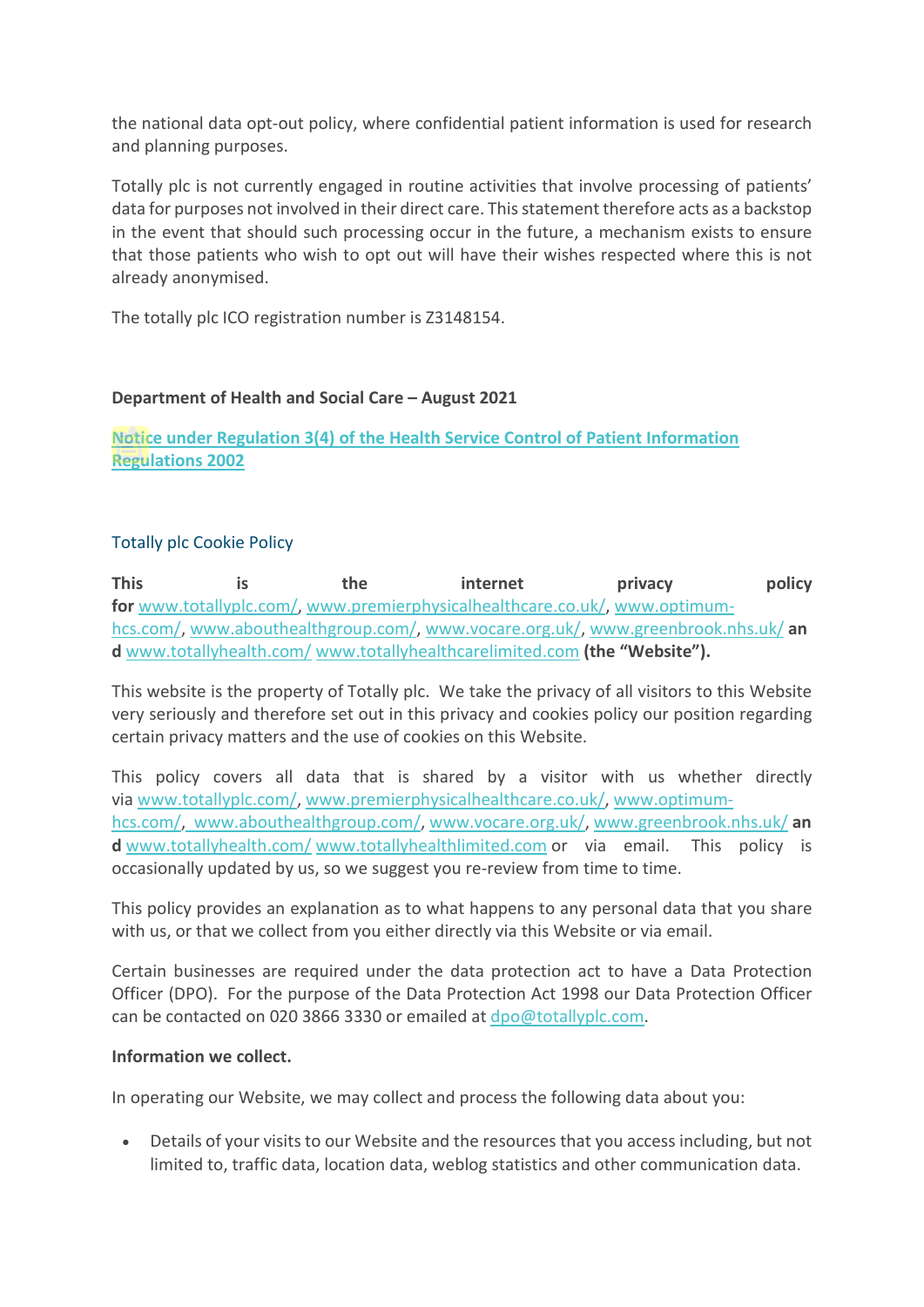the national data opt-out policy, where confidential patient information is used for research and planning purposes.

Totally plc is not currently engaged in routine activities that involve processing of patients' data for purposes not involved in their direct care. This statement therefore acts as a backstop in the event that should such processing occur in the future, a mechanism exists to ensure that those patients who wish to opt out will have their wishes respected where this is not already anonymised.

The totally plc ICO registration number is Z3148154.

**Department of Health and Social Care – August 2021**

**Notice under Regulation 3(4) of the Health Service Control of Patient Information Regulations 2002**

## Totally plc Cookie Policy

**This is the internet privacy policy for** www.totallyplc.com/, www.premierphysicalhealthcare.co.uk/, www.optimum-hcs.com/, www.abouthealthgroup.com/, www.vocare.org.uk/, www.greenbrook.nhs.uk/ **and** www.totallyhealth.com/ www.totallyhealthcarelimited.com **(the "Website").**

This website is the property of Totally plc. We take the privacy of all visitors to this Website very seriously and therefore set out in this privacy and cookies policy our position regarding certain privacy matters and the use of cookies on this Website.

This policy covers all data that is shared by a visitor with us whether directly via www.totallyplc.com/, www.premierphysicalhealthcare.co.uk/, www.optimum-hcs.com/, www.abouthealthgroup.com/, www.vocare.org.uk/, www.greenbrook.nhs.uk/ **and** www.totallyhealth.com/ www.totallyhealthlimited.com or via email. This policy is occasionally updated by us, so we suggest you re-review from time to time.

This policy provides an explanation as to what happens to any personal data that you share with us, or that we collect from you either directly via this Website or via email.

Certain businesses are required under the data protection act to have a Data Protection Officer (DPO). For the purpose of the Data Protection Act 1998 our Data Protection Officer can be contacted on 020 3866 3330 or emailed at dpo@totallyplc.com.

**Information we collect.**

In operating our Website, we may collect and process the following data about you:

- Details of your visits to our Website and the resources that you access including, but not limited to, traffic data, location data, weblog statistics and other communication data.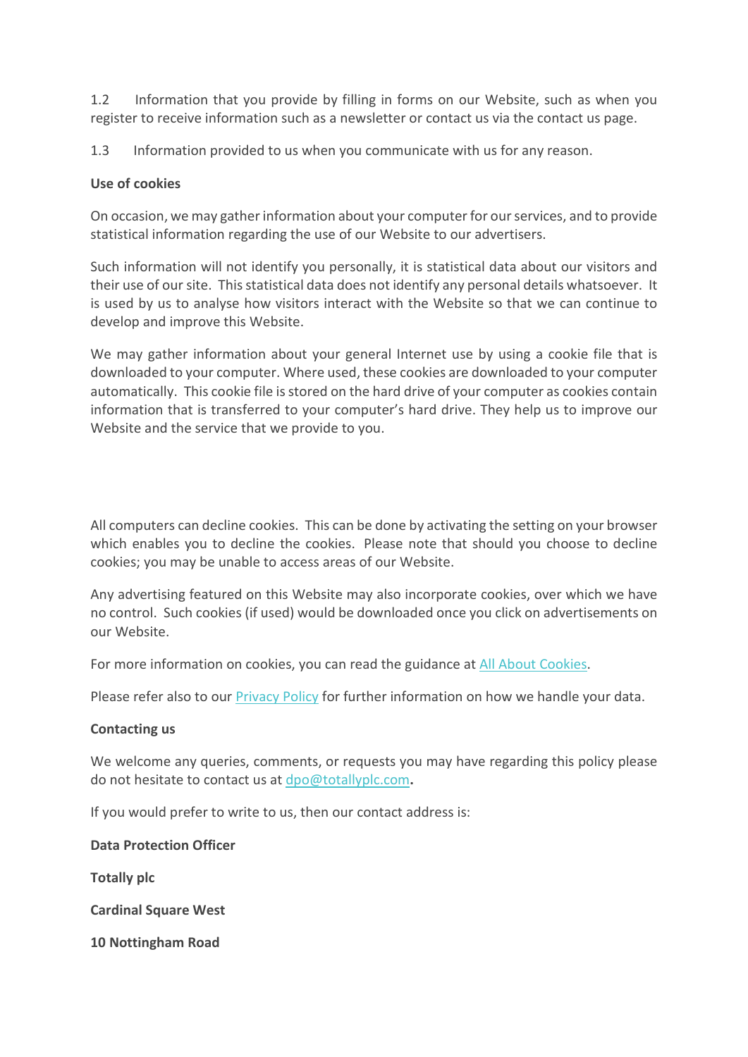1.2 Information that you provide by filling in forms on our Website, such as when you register to receive information such as a newsletter or contact us via the contact us page.

1.3 Information provided to us when you communicate with us for any reason.

**Use of cookies**

On occasion, we may gather information about your computer for our services, and to provide statistical information regarding the use of our Website to our advertisers.

Such information will not identify you personally, it is statistical data about our visitors and their use of our site. This statistical data does not identify any personal details whatsoever. It is used by us to analyse how visitors interact with the Website so that we can continue to develop and improve this Website.

We may gather information about your general Internet use by using a cookie file that is downloaded to your computer. Where used, these cookies are downloaded to your computer automatically. This cookie file is stored on the hard drive of your computer as cookies contain information that is transferred to your computer's hard drive. They help us to improve our Website and the service that we provide to you.

All computers can decline cookies. This can be done by activating the setting on your browser which enables you to decline the cookies. Please note that should you choose to decline cookies; you may be unable to access areas of our Website.

Any advertising featured on this Website may also incorporate cookies, over which we have no control. Such cookies (if used) would be downloaded once you click on advertisements on our Website.

For more information on cookies, you can read the guidance at All About Cookies.

Please refer also to our Privacy Policy for further information on how we handle your data.

**Contacting us**

We welcome any queries, comments, or requests you may have regarding this policy please do not hesitate to contact us at dpo@totallyplc.com**.**

If you would prefer to write to us, then our contact address is:

**Data Protection Officer**

**Totally plc**

**Cardinal Square West**

**10 Nottingham Road**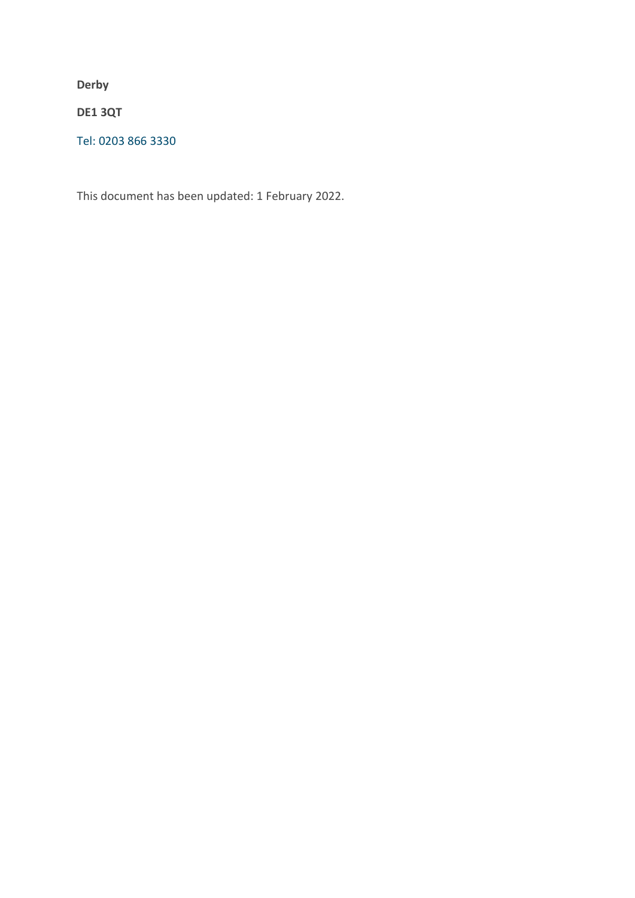**Derby**

**DE1 3QT**

Tel: 0203 866 3330

This document has been updated: 1 February 2022.